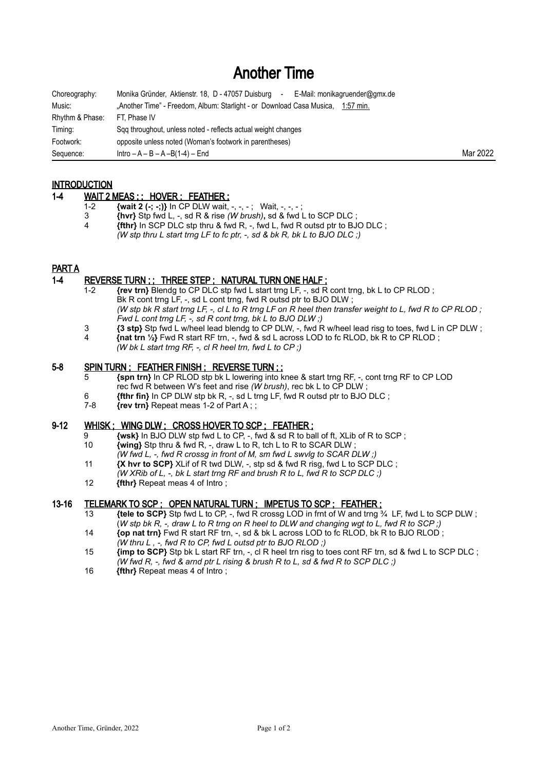# Another Time

| | | |
|---|---|---|
| Choreography: | Monika Gründer, Aktienstr. 18, D - 47057 Duisburg - E-Mail: monikagruender@gmx.de | |
| Music: | „Another Time" - Freedom, Album: Starlight - or Download Casa Musica, 1:57 min. | |
| Rhythm & Phase: | FT, Phase IV | |
| Timing: | Sqq throughout, unless noted - reflects actual weight changes | |
| Footwork: | opposite unless noted (Woman's footwork in parentheses) | |
| Sequence: | Intro – A – B – A –B(1-4) – End | Mar 2022 |

## INTRODUCTION

### 1-4 WAIT 2 MEAS ; ; HOVER ; FEATHER ;

1-2 **{wait 2 (-; -;)}** In CP DLW wait, -, -, - ; Wait, -, -, - ;
3 **{hvr}** Stp fwd L, -, sd R & rise *(W brush)*, sd & fwd L to SCP DLC ;
4 **{fthr}** In SCP DLC stp thru & fwd R, -, fwd L, fwd R outsd ptr to BJO DLC ;
*(W stp thru L start trng LF to fc ptr, -, sd & bk R, bk L to BJO DLC ;)*

## PART A

### 1-4 REVERSE TURN ; ; THREE STEP ; NATURAL TURN ONE HALF ;

1-2 **{rev trn}** Blendg to CP DLC stp fwd L start trng LF, -, sd R cont trng, bk L to CP RLOD ;
Bk R cont trng LF, -, sd L cont trng, fwd R outsd ptr to BJO DLW ;
*(W stp bk R start trng LF, -, cl L to R trng LF on R heel then transfer weight to L, fwd R to CP RLOD ; Fwd L cont trng LF, -, sd R cont trng, bk L to BJO DLW ;)*
3 **{3 stp}** Stp fwd L w/heel lead blendg to CP DLW, -, fwd R w/heel lead risg to toes, fwd L in CP DLW ;
4 **{nat trn ½}** Fwd R start RF trn, -, fwd & sd L across LOD to fc RLOD, bk R to CP RLOD ;
*(W bk L start trng RF, -, cl R heel trn, fwd L to CP ;)*

### 5-8 SPIN TURN ; FEATHER FINISH ; REVERSE TURN ; ;

5 **{spn trn}** In CP RLOD stp bk L lowering into knee & start trng RF, -, cont trng RF to CP LOD rec fwd R between W's feet and rise *(W brush)*, rec bk L to CP DLW ;
6 **{fthr fin}** In CP DLW stp bk R, -, sd L trng LF, fwd R outsd ptr to BJO DLC ;
7-8 **{rev trn}** Repeat meas 1-2 of Part A ; ;

### 9-12 WHISK ; WING DLW ; CROSS HOVER TO SCP ; FEATHER ;

9 **{wsk}** In BJO DLW stp fwd L to CP, -, fwd & sd R to ball of ft, XLib of R to SCP ;
10 **{wing}** Stp thru & fwd R, -, draw L to R, tch L to R to SCAR DLW ;
*(W fwd L, -, fwd R crossg in front of M, sm fwd L swvlg to SCAR DLW ;)*
11 **{X hvr to SCP}** XLif of R twd DLW, -, stp sd & fwd R risg, fwd L to SCP DLC ;
*(W XRib of L, -, bk L start trng RF and brush R to L, fwd R to SCP DLC ;)*
12 **{fthr}** Repeat meas 4 of Intro ;

### 13-16 TELEMARK TO SCP ; OPEN NATURAL TURN ; IMPETUS TO SCP ; FEATHER ;

13 **{tele to SCP}** Stp fwd L to CP, -, fwd R crossg LOD in frnt of W and trng ¾ LF, fwd L to SCP DLW ;
(*W stp bk R, -, draw L to R trng on R heel to DLW and changing wgt to L, fwd R to SCP ;)*
14 **{op nat trn}** Fwd R start RF trn, -, sd & bk L across LOD to fc RLOD, bk R to BJO RLOD ;
*(W thru L , -, fwd R to CP, fwd L outsd ptr to BJO RLOD ;)*
15 **{imp to SCP}** Stp bk L start RF trn, -, cl R heel trn risg to toes cont RF trn, sd & fwd L to SCP DLC ;
*(W fwd R, -, fwd & arnd ptr L rising & brush R to L, sd & fwd R to SCP DLC ;)*
16 **{fthr}** Repeat meas 4 of Intro ;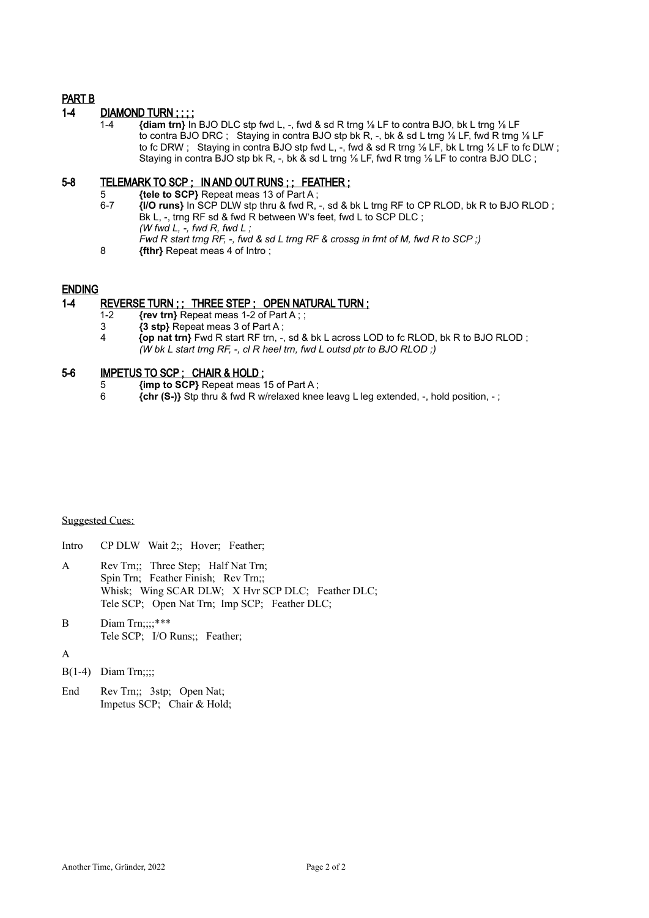## PART B

### 1-4 DIAMOND TURN ; ; ; ;

1-4 **{diam trn}** In BJO DLC stp fwd L, -, fwd & sd R trng ⅛ LF to contra BJO, bk L trng ⅛ LF to contra BJO DRC ; Staying in contra BJO stp bk R, -, bk & sd L trng ⅛ LF, fwd R trng ⅛ LF to fc DRW ; Staying in contra BJO stp fwd L, -, fwd & sd R trng ⅛ LF, bk L trng ⅛ LF to fc DLW ; Staying in contra BJO stp bk R, -, bk & sd L trng ⅛ LF, fwd R trng ⅛ LF to contra BJO DLC ;

### 5-8 TELEMARK TO SCP ; IN AND OUT RUNS ; ; FEATHER ;

5 **{tele to SCP}** Repeat meas 13 of Part A ;

6-7 **{I/O runs}** In SCP DLW stp thru & fwd R, -, sd & bk L trng RF to CP RLOD, bk R to BJO RLOD ; Bk L, -, trng RF sd & fwd R between W's feet, fwd L to SCP DLC ;
*(W fwd L, -, fwd R, fwd L ;*
*Fwd R start trng RF, -, fwd & sd L trng RF & crossg in frnt of M, fwd R to SCP ;)*

8 **{fthr}** Repeat meas 4 of Intro ;

## ENDING

### 1-4 REVERSE TURN ; ; THREE STEP ; OPEN NATURAL TURN ;

1-2 **{rev trn}** Repeat meas 1-2 of Part A ; ;

3 **{3 stp}** Repeat meas 3 of Part A ;

4 **{op nat trn}** Fwd R start RF trn, -, sd & bk L across LOD to fc RLOD, bk R to BJO RLOD ;
*(W bk L start trng RF, -, cl R heel trn, fwd L outsd ptr to BJO RLOD ;)*

### 5-6 IMPETUS TO SCP ; CHAIR & HOLD ;

5 **{imp to SCP}** Repeat meas 15 of Part A ;

6 **{chr (S-)}** Stp thru & fwd R w/relaxed knee leavg L leg extended, -, hold position, - ;

Suggested Cues:

Intro CP DLW Wait 2;; Hover; Feather;

A Rev Trn;; Three Step; Half Nat Trn;
Spin Trn; Feather Finish; Rev Trn;;
Whisk; Wing SCAR DLW; X Hvr SCP DLC; Feather DLC;
Tele SCP; Open Nat Trn; Imp SCP; Feather DLC;

B Diam Trn;;;;***
Tele SCP; I/O Runs;; Feather;

A

B(1-4) Diam Trn;;;;

End Rev Trn;; 3stp; Open Nat;
Impetus SCP; Chair & Hold;